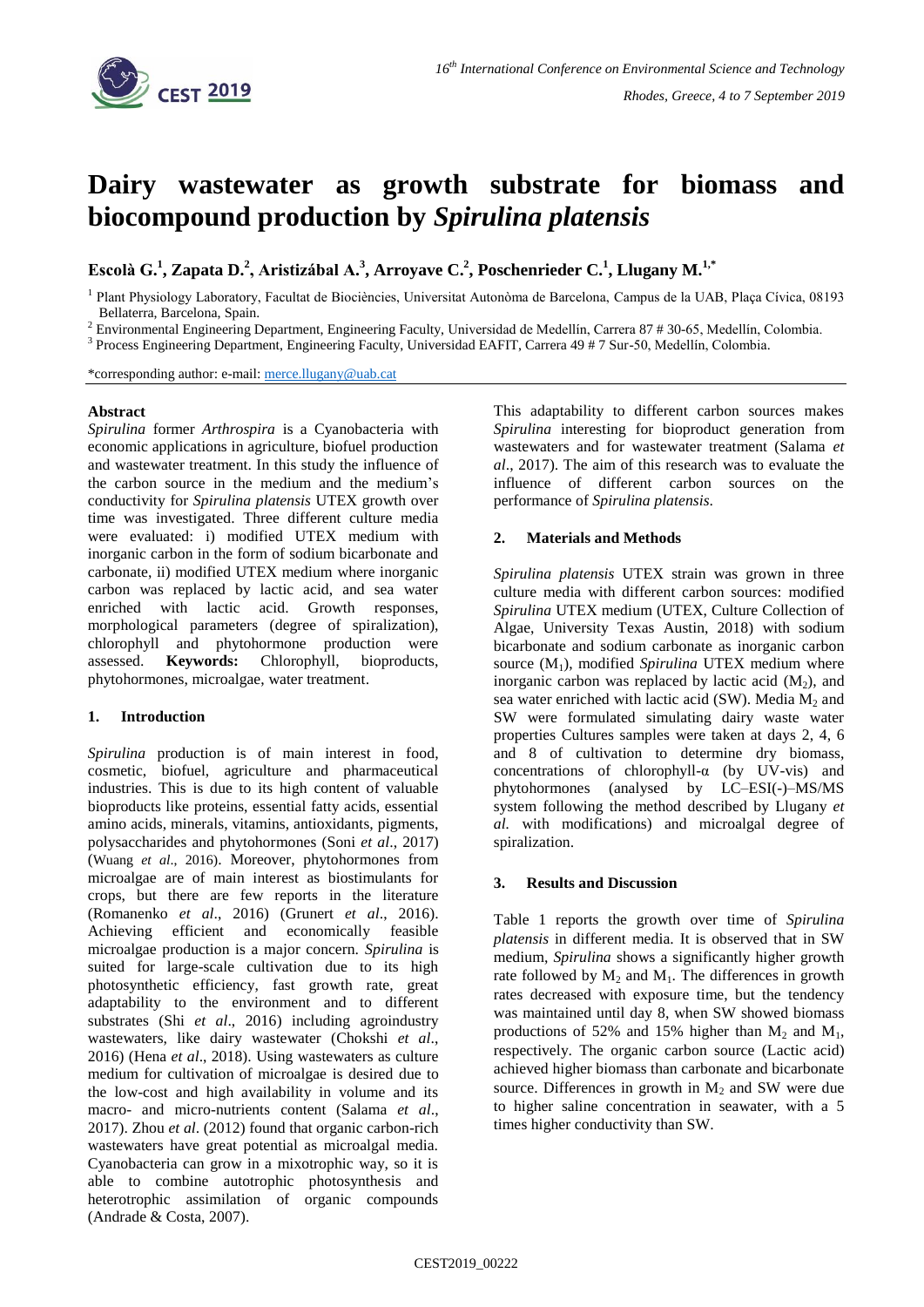# Dairy wastewater as growth substrate for biomass and biocompound production by *Spirulina platensis*

**Escolà G.[1], Zapata D.[2], Aristizábal A.[3], Arroyave C.[2], Poschenrieder C.[1], Llugany M.[1,*]**

[1] Plant Physiology Laboratory, Facultat de Biociències, Universitat Autònoma de Barcelona, Campus de la UAB, Plaça Cívica, 08193 Bellaterra, Barcelona, Spain.

[2] Environmental Engineering Department, Engineering Faculty, Universidad de Medellín, Carrera 87 # 30-65, Medellín, Colombia.

[3] Process Engineering Department, Engineering Faculty, Universidad EAFIT, Carrera 49 # 7 Sur-50, Medellín, Colombia.

*corresponding author: e-mail: merce.llugany@uab.cat

## Abstract

*Spirulina* former *Arthrospira* is a Cyanobacteria with economic applications in agriculture, biofuel production and wastewater treatment. In this study the influence of the carbon source in the medium and the medium's conductivity for *Spirulina platensis* UTEX growth over time was investigated. Three different culture media were evaluated: i) modified UTEX medium with inorganic carbon in the form of sodium bicarbonate and carbonate, ii) modified UTEX medium where inorganic carbon was replaced by lactic acid, and sea water enriched with lactic acid. Growth responses, morphological parameters (degree of spiralization), chlorophyll and phytohormone production were assessed. **Keywords:** Chlorophyll, bioproducts, phytohormones, microalgae, water treatment.

## 1. Introduction

*Spirulina* production is of main interest in food, cosmetic, biofuel, agriculture and pharmaceutical industries. This is due to its high content of valuable bioproducts like proteins, essential fatty acids, essential amino acids, minerals, vitamins, antioxidants, pigments, polysaccharides and phytohormones (Soni *et al*., 2017) (Wuang *et al*., 2016). Moreover, phytohormones from microalgae are of main interest as biostimulants for crops, but there are few reports in the literature (Romanenko *et al*., 2016) (Grunert *et al*., 2016). Achieving efficient and economically feasible microalgae production is a major concern. *Spirulina* is suited for large-scale cultivation due to its high photosynthetic efficiency, fast growth rate, great adaptability to the environment and to different substrates (Shi *et al*., 2016) including agroindustry wastewaters, like dairy wastewater (Chokshi *et al*., 2016) (Hena *et al*., 2018). Using wastewaters as culture medium for cultivation of microalgae is desired due to the low-cost and high availability in volume and its macro- and micro-nutrients content (Salama *et al*., 2017). Zhou *et al*. (2012) found that organic carbon-rich wastewaters have great potential as microalgal media. Cyanobacteria can grow in a mixotrophic way, so it is able to combine autotrophic photosynthesis and heterotrophic assimilation of organic compounds (Andrade & Costa, 2007).

This adaptability to different carbon sources makes *Spirulina* interesting for bioproduct generation from wastewaters and for wastewater treatment (Salama *et al*., 2017). The aim of this research was to evaluate the influence of different carbon sources on the performance of *Spirulina platensis*.

## 2. Materials and Methods

*Spirulina platensis* UTEX strain was grown in three culture media with different carbon sources: modified *Spirulina* UTEX medium (UTEX, Culture Collection of Algae, University Texas Austin, 2018) with sodium bicarbonate and sodium carbonate as inorganic carbon source ($M_1$), modified *Spirulina* UTEX medium where inorganic carbon was replaced by lactic acid ($M_2$), and sea water enriched with lactic acid (SW). Media $M_2$ and SW were formulated simulating dairy waste water properties Cultures samples were taken at days 2, 4, 6 and 8 of cultivation to determine dry biomass, concentrations of chlorophyll-α (by UV-vis) and phytohormones (analysed by LC–ESI(-)–MS/MS system following the method described by Llugany *et al.* with modifications) and microalgal degree of spiralization.

## 3. Results and Discussion

Table 1 reports the growth over time of *Spirulina platensis* in different media. It is observed that in SW medium, *Spirulina* shows a significantly higher growth rate followed by $M_2$ and $M_1$. The differences in growth rates decreased with exposure time, but the tendency was maintained until day 8, when SW showed biomass productions of 52% and 15% higher than $M_2$ and $M_1$, respectively. The organic carbon source (Lactic acid) achieved higher biomass than carbonate and bicarbonate source. Differences in growth in $M_2$ and SW were due to higher saline concentration in seawater, with a 5 times higher conductivity than SW.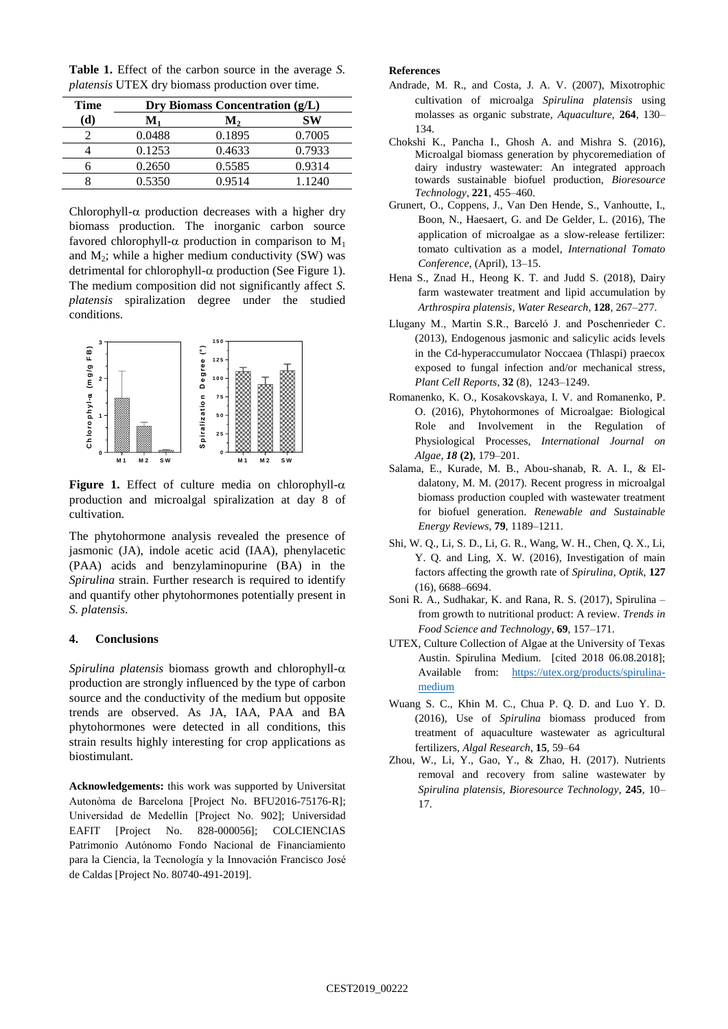**Table 1.** Effect of the carbon source in the average *S. platensis* UTEX dry biomass production over time.

| Time (d) | Dry Biomass Concentration (g/L) | | |
|---|---|---|---|
| | $M_1$ | $M_2$ | SW |
| 2 | 0.0488 | 0.1895 | 0.7005 |
| 4 | 0.1253 | 0.4633 | 0.7933 |
| 6 | 0.2650 | 0.5585 | 0.9314 |
| 8 | 0.5350 | 0.9514 | 1.1240 |

Chlorophyll-α production decreases with a higher dry biomass production. The inorganic carbon source favored chlorophyll-α production in comparison to $M_1$ and $M_2$; while a higher medium conductivity (SW) was detrimental for chlorophyll-α production (See Figure 1). The medium composition did not significantly affect *S. platensis* spiralization degree under the studied conditions.

Chlorophyl-α (mg/g FB)
3
2
1
0
M1 M2 SW

Spiralization Degree (°)
150
125
100
75
50
25
0
M1 M2 SW

**Figure 1.** Effect of culture media on chlorophyll-α production and microalgal spiralization at day 8 of cultivation.

The phytohormone analysis revealed the presence of jasmonic (JA), indole acetic acid (IAA), phenylacetic (PAA) acids and benzylaminopurine (BA) in the *Spirulina* strain. Further research is required to identify and quantify other phytohormones potentially present in *S. platensis*.

## 4. Conclusions

*Spirulina platensis* biomass growth and chlorophyll-α production are strongly influenced by the type of carbon source and the conductivity of the medium but opposite trends are observed. As JA, IAA, PAA and BA phytohormones were detected in all conditions, this strain results highly interesting for crop applications as biostimulant.

**Acknowledgements:** this work was supported by Universitat Autonòma de Barcelona [Project No. BFU2016-75176-R]; Universidad de Medellín [Project No. 902]; Universidad EAFIT [Project No. 828-000056]; COLCIENCIAS Patrimonio Autónomo Fondo Nacional de Financiamiento para la Ciencia, la Tecnología y la Innovación Francisco José de Caldas [Project No. 80740-491-2019].

## References

Andrade, M. R., and Costa, J. A. V. (2007), Mixotrophic cultivation of microalga *Spirulina platensis* using molasses as organic substrate, *Aquaculture*, **264**, 130–134.

Chokshi K., Pancha I., Ghosh A. and Mishra S. (2016), Microalgal biomass generation by phycoremediation of dairy industry wastewater: An integrated approach towards sustainable biofuel production, *Bioresource Technology*, **221**, 455–460.

Grunert, O., Coppens, J., Van Den Hende, S., Vanhoutte, I., Boon, N., Haesaert, G. and De Gelder, L. (2016), The application of microalgae as a slow-release fertilizer: tomato cultivation as a model, *International Tomato Conference*, (April), 13–15.

Hena S., Znad H., Heong K. T. and Judd S. (2018), Dairy farm wastewater treatment and lipid accumulation by *Arthrospira platensis*, *Water Research*, **128**, 267–277.

Llugany M., Martin S.R., Barceló J. and Poschenrieder C. (2013), Endogenous jasmonic and salicylic acids levels in the Cd-hyperaccumulator Noccaea (Thlaspi) praecox exposed to fungal infection and/or mechanical stress, *Plant Cell Reports*, **32** (8), 1243–1249.

Romanenko, K. O., Kosakovskaya, I. V. and Romanenko, P. O. (2016), Phytohormones of Microalgae: Biological Role and Involvement in the Regulation of Physiological Processes, *International Journal on Algae*, ***18*** **(2)**, 179–201.

Salama, E., Kurade, M. B., Abou-shanab, R. A. I., & El-dalatony, M. M. (2017). Recent progress in microalgal biomass production coupled with wastewater treatment for biofuel generation. *Renewable and Sustainable Energy Reviews*, **79**, 1189–1211.

Shi, W. Q., Li, S. D., Li, G. R., Wang, W. H., Chen, Q. X., Li, Y. Q. and Ling, X. W. (2016), Investigation of main factors affecting the growth rate of *Spirulina*, *Optik*, **127** (16), 6688–6694.

Soni R. A., Sudhakar, K. and Rana, R. S. (2017), Spirulina – from growth to nutritional product: A review. *Trends in Food Science and Technology*, **69**, 157–171.

UTEX, Culture Collection of Algae at the University of Texas Austin. Spirulina Medium. [cited 2018 06.08.2018]; Available from: https://utex.org/products/spirulina-medium

Wuang S. C., Khin M. C., Chua P. Q. D. and Luo Y. D. (2016), Use of *Spirulina* biomass produced from treatment of aquaculture wastewater as agricultural fertilizers, *Algal Research*, **15**, 59–64

Zhou, W., Li, Y., Gao, Y., & Zhao, H. (2017). Nutrients removal and recovery from saline wastewater by *Spirulina platensis, Bioresource Technology*, **245**, 10–17.